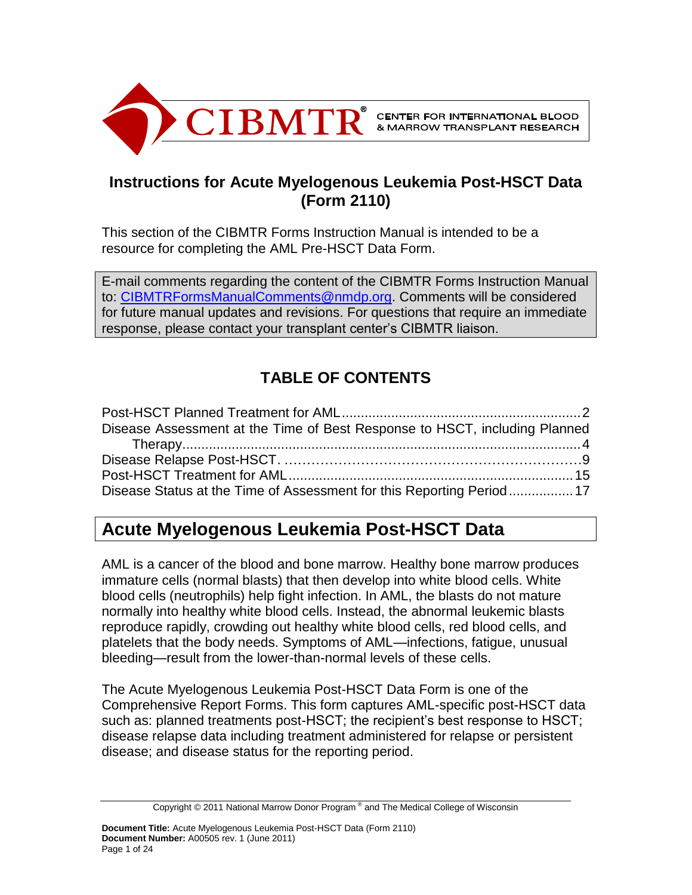CIBMTR® CENTER FOR INTERNATIONAL BLOOD & MARROW TRANSPLANT RESEARCH

# Instructions for Acute Myelogenous Leukemia Post-HSCT Data (Form 2110)

This section of the CIBMTR Forms Instruction Manual is intended to be a resource for completing the AML Pre-HSCT Data Form.

E-mail comments regarding the content of the CIBMTR Forms Instruction Manual to: CIBMTRFormsManualComments@nmdp.org. Comments will be considered for future manual updates and revisions. For questions that require an immediate response, please contact your transplant center's CIBMTR liaison.

## TABLE OF CONTENTS

Post-HSCT Planned Treatment for AML .......... 2
Disease Assessment at the Time of Best Response to HSCT, including Planned Therapy .......... 4
Disease Relapse Post-HSCT. .......... 9
Post-HSCT Treatment for AML .......... 15
Disease Status at the Time of Assessment for this Reporting Period .......... 17

## Acute Myelogenous Leukemia Post-HSCT Data

AML is a cancer of the blood and bone marrow. Healthy bone marrow produces immature cells (normal blasts) that then develop into white blood cells. White blood cells (neutrophils) help fight infection. In AML, the blasts do not mature normally into healthy white blood cells. Instead, the abnormal leukemic blasts reproduce rapidly, crowding out healthy white blood cells, red blood cells, and platelets that the body needs. Symptoms of AML—infections, fatigue, unusual bleeding—result from the lower-than-normal levels of these cells.

The Acute Myelogenous Leukemia Post-HSCT Data Form is one of the Comprehensive Report Forms. This form captures AML-specific post-HSCT data such as: planned treatments post-HSCT; the recipient's best response to HSCT; disease relapse data including treatment administered for relapse or persistent disease; and disease status for the reporting period.

Copyright © 2011 National Marrow Donor Program ® and The Medical College of Wisconsin

**Document Title:** Acute Myelogenous Leukemia Post-HSCT Data (Form 2110)
**Document Number:** A00505 rev. 1 (June 2011)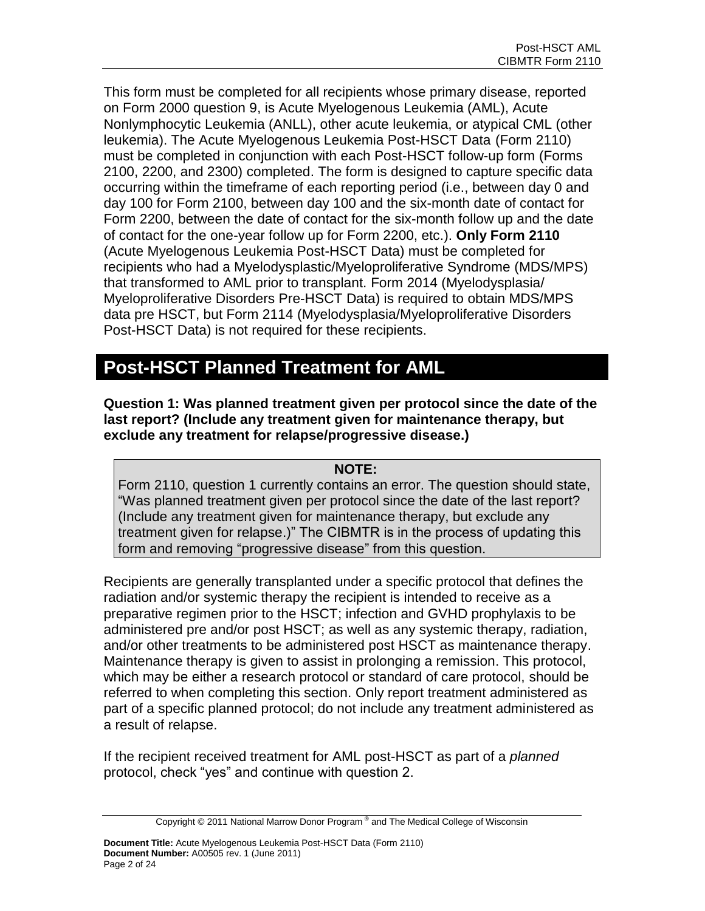This form must be completed for all recipients whose primary disease, reported on Form 2000 question 9, is Acute Myelogenous Leukemia (AML), Acute Nonlymphocytic Leukemia (ANLL), other acute leukemia, or atypical CML (other leukemia). The Acute Myelogenous Leukemia Post-HSCT Data (Form 2110) must be completed in conjunction with each Post-HSCT follow-up form (Forms 2100, 2200, and 2300) completed. The form is designed to capture specific data occurring within the timeframe of each reporting period (i.e., between day 0 and day 100 for Form 2100, between day 100 and the six-month date of contact for Form 2200, between the date of contact for the six-month follow up and the date of contact for the one-year follow up for Form 2200, etc.). **Only Form 2110** (Acute Myelogenous Leukemia Post-HSCT Data) must be completed for recipients who had a Myelodysplastic/Myeloproliferative Syndrome (MDS/MPS) that transformed to AML prior to transplant. Form 2014 (Myelodysplasia/ Myeloproliferative Disorders Pre-HSCT Data) is required to obtain MDS/MPS data pre HSCT, but Form 2114 (Myelodysplasia/Myeloproliferative Disorders Post-HSCT Data) is not required for these recipients.

## Post-HSCT Planned Treatment for AML

**Question 1: Was planned treatment given per protocol since the date of the last report? (Include any treatment given for maintenance therapy, but exclude any treatment for relapse/progressive disease.)**

> **NOTE:**
> Form 2110, question 1 currently contains an error. The question should state, "Was planned treatment given per protocol since the date of the last report? (Include any treatment given for maintenance therapy, but exclude any treatment given for relapse.)" The CIBMTR is in the process of updating this form and removing "progressive disease" from this question.

Recipients are generally transplanted under a specific protocol that defines the radiation and/or systemic therapy the recipient is intended to receive as a preparative regimen prior to the HSCT; infection and GVHD prophylaxis to be administered pre and/or post HSCT; as well as any systemic therapy, radiation, and/or other treatments to be administered post HSCT as maintenance therapy. Maintenance therapy is given to assist in prolonging a remission. This protocol, which may be either a research protocol or standard of care protocol, should be referred to when completing this section. Only report treatment administered as part of a specific planned protocol; do not include any treatment administered as a result of relapse.

If the recipient received treatment for AML post-HSCT as part of a *planned* protocol, check "yes" and continue with question 2.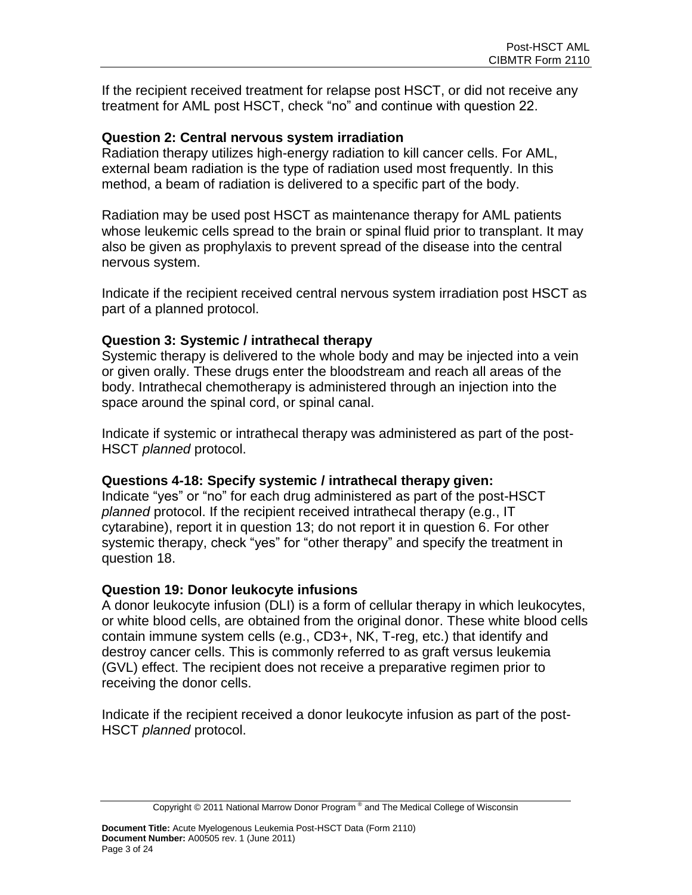If the recipient received treatment for relapse post HSCT, or did not receive any treatment for AML post HSCT, check "no" and continue with question 22.

**Question 2: Central nervous system irradiation**

Radiation therapy utilizes high-energy radiation to kill cancer cells. For AML, external beam radiation is the type of radiation used most frequently. In this method, a beam of radiation is delivered to a specific part of the body.

Radiation may be used post HSCT as maintenance therapy for AML patients whose leukemic cells spread to the brain or spinal fluid prior to transplant. It may also be given as prophylaxis to prevent spread of the disease into the central nervous system.

Indicate if the recipient received central nervous system irradiation post HSCT as part of a planned protocol.

**Question 3: Systemic / intrathecal therapy**

Systemic therapy is delivered to the whole body and may be injected into a vein or given orally. These drugs enter the bloodstream and reach all areas of the body. Intrathecal chemotherapy is administered through an injection into the space around the spinal cord, or spinal canal.

Indicate if systemic or intrathecal therapy was administered as part of the post-HSCT *planned* protocol.

**Questions 4-18: Specify systemic / intrathecal therapy given:**

Indicate "yes" or "no" for each drug administered as part of the post-HSCT *planned* protocol. If the recipient received intrathecal therapy (e.g., IT cytarabine), report it in question 13; do not report it in question 6. For other systemic therapy, check "yes" for "other therapy" and specify the treatment in question 18.

**Question 19: Donor leukocyte infusions**

A donor leukocyte infusion (DLI) is a form of cellular therapy in which leukocytes, or white blood cells, are obtained from the original donor. These white blood cells contain immune system cells (e.g., CD3+, NK, T-reg, etc.) that identify and destroy cancer cells. This is commonly referred to as graft versus leukemia (GVL) effect. The recipient does not receive a preparative regimen prior to receiving the donor cells.

Indicate if the recipient received a donor leukocyte infusion as part of the post-HSCT *planned* protocol.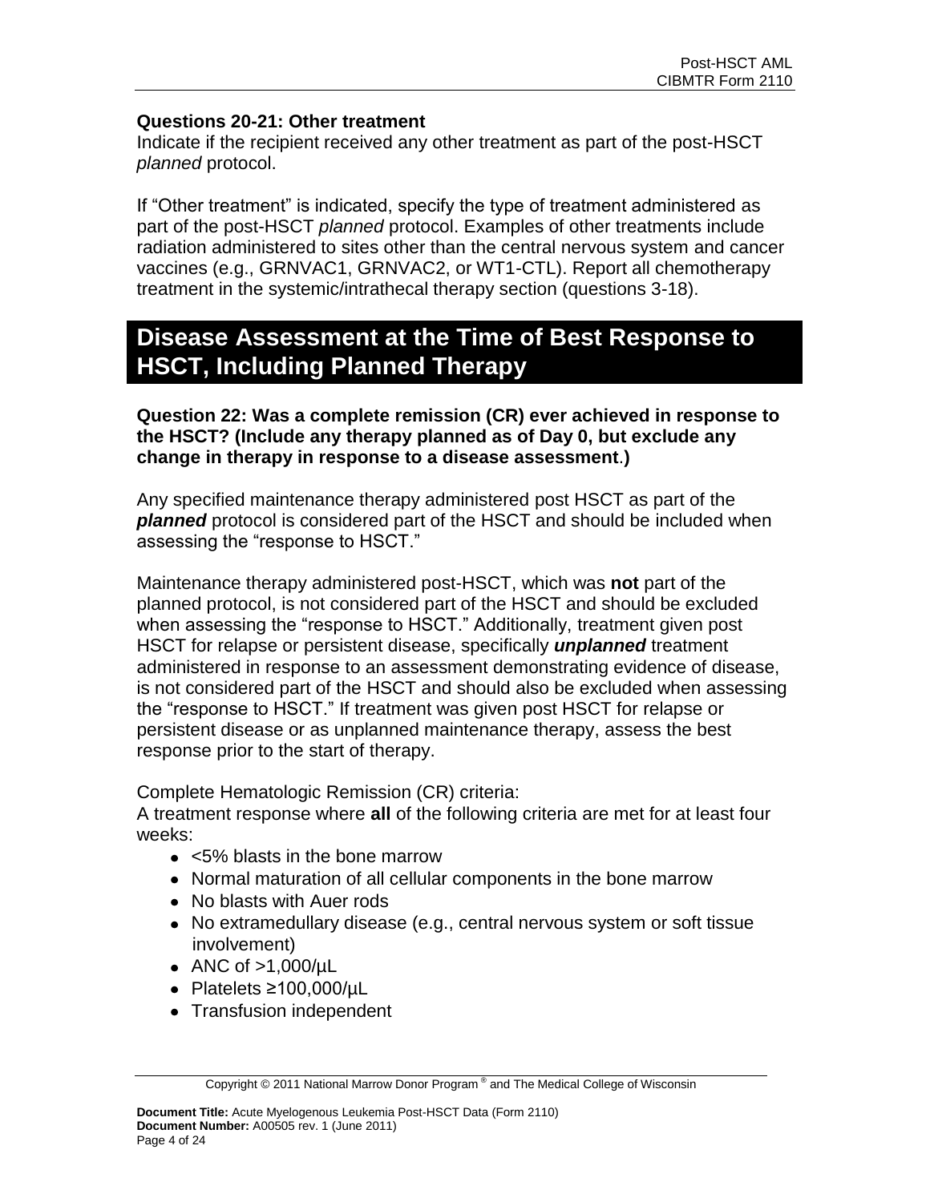**Questions 20-21: Other treatment**

Indicate if the recipient received any other treatment as part of the post-HSCT *planned* protocol.

If "Other treatment" is indicated, specify the type of treatment administered as part of the post-HSCT *planned* protocol. Examples of other treatments include radiation administered to sites other than the central nervous system and cancer vaccines (e.g., GRNVAC1, GRNVAC2, or WT1-CTL). Report all chemotherapy treatment in the systemic/intrathecal therapy section (questions 3-18).

## Disease Assessment at the Time of Best Response to HSCT, Including Planned Therapy

**Question 22: Was a complete remission (CR) ever achieved in response to the HSCT? (Include any therapy planned as of Day 0, but exclude any change in therapy in response to a disease assessment.)**

Any specified maintenance therapy administered post HSCT as part of the ***planned*** protocol is considered part of the HSCT and should be included when assessing the "response to HSCT."

Maintenance therapy administered post-HSCT, which was **not** part of the planned protocol, is not considered part of the HSCT and should be excluded when assessing the "response to HSCT." Additionally, treatment given post HSCT for relapse or persistent disease, specifically ***unplanned*** treatment administered in response to an assessment demonstrating evidence of disease, is not considered part of the HSCT and should also be excluded when assessing the "response to HSCT." If treatment was given post HSCT for relapse or persistent disease or as unplanned maintenance therapy, assess the best response prior to the start of therapy.

Complete Hematologic Remission (CR) criteria:
A treatment response where **all** of the following criteria are met for at least four weeks:

- <5% blasts in the bone marrow
- Normal maturation of all cellular components in the bone marrow
- No blasts with Auer rods
- No extramedullary disease (e.g., central nervous system or soft tissue involvement)
- ANC of >1,000/µL
- Platelets ≥100,000/µL
- Transfusion independent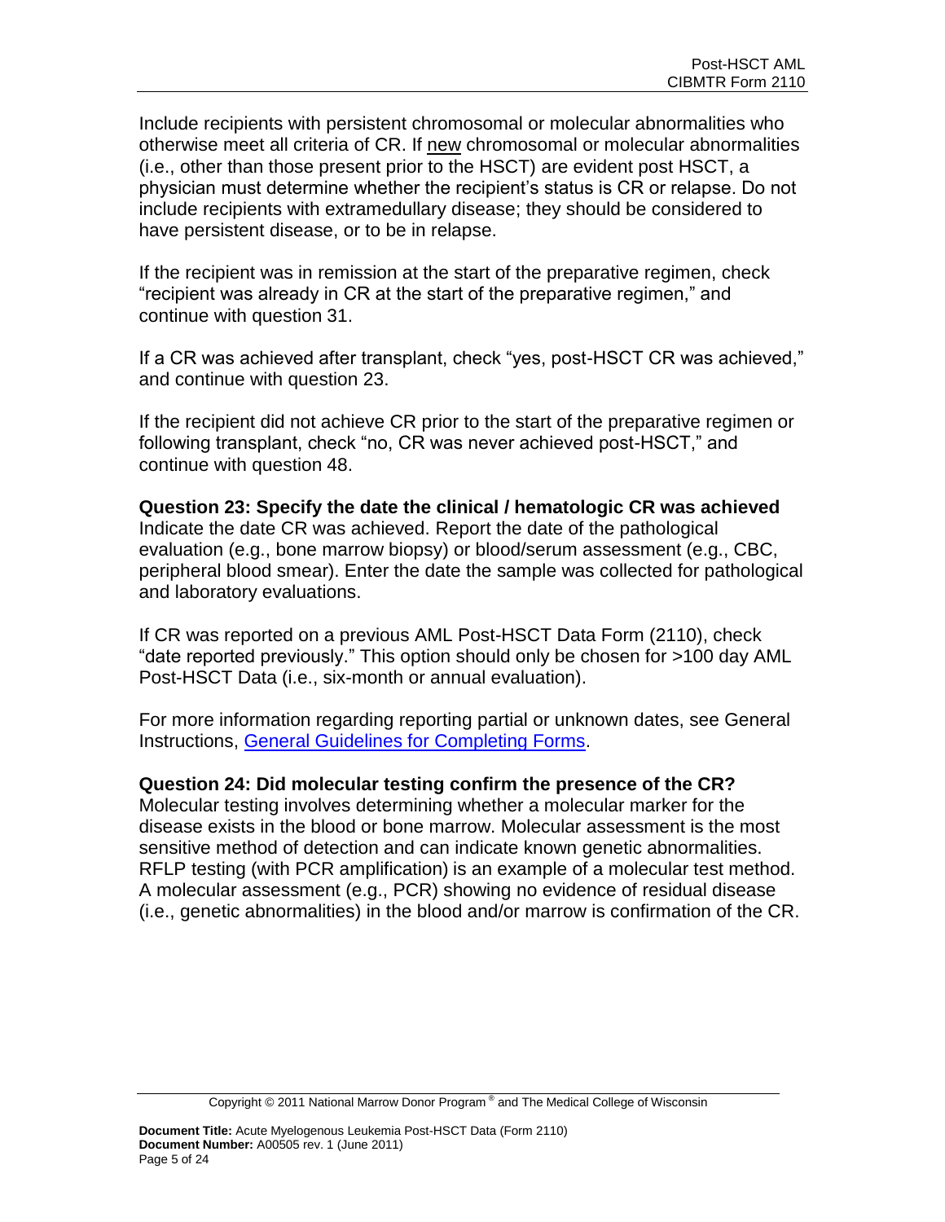Include recipients with persistent chromosomal or molecular abnormalities who otherwise meet all criteria of CR. If new chromosomal or molecular abnormalities (i.e., other than those present prior to the HSCT) are evident post HSCT, a physician must determine whether the recipient's status is CR or relapse. Do not include recipients with extramedullary disease; they should be considered to have persistent disease, or to be in relapse.

If the recipient was in remission at the start of the preparative regimen, check "recipient was already in CR at the start of the preparative regimen," and continue with question 31.

If a CR was achieved after transplant, check "yes, post-HSCT CR was achieved," and continue with question 23.

If the recipient did not achieve CR prior to the start of the preparative regimen or following transplant, check "no, CR was never achieved post-HSCT," and continue with question 48.

**Question 23: Specify the date the clinical / hematologic CR was achieved**
Indicate the date CR was achieved. Report the date of the pathological evaluation (e.g., bone marrow biopsy) or blood/serum assessment (e.g., CBC, peripheral blood smear). Enter the date the sample was collected for pathological and laboratory evaluations.

If CR was reported on a previous AML Post-HSCT Data Form (2110), check "date reported previously." This option should only be chosen for >100 day AML Post-HSCT Data (i.e., six-month or annual evaluation).

For more information regarding reporting partial or unknown dates, see General Instructions, General Guidelines for Completing Forms.

**Question 24: Did molecular testing confirm the presence of the CR?**
Molecular testing involves determining whether a molecular marker for the disease exists in the blood or bone marrow. Molecular assessment is the most sensitive method of detection and can indicate known genetic abnormalities. RFLP testing (with PCR amplification) is an example of a molecular test method. A molecular assessment (e.g., PCR) showing no evidence of residual disease (i.e., genetic abnormalities) in the blood and/or marrow is confirmation of the CR.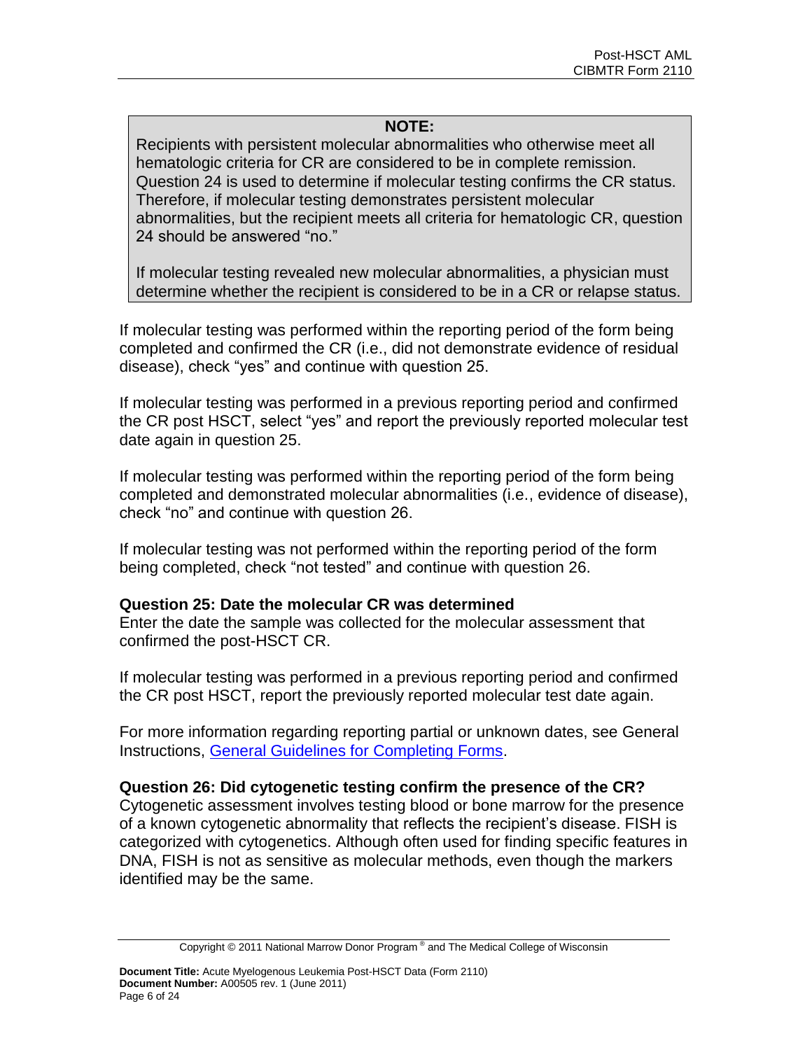> **NOTE:**
> Recipients with persistent molecular abnormalities who otherwise meet all hematologic criteria for CR are considered to be in complete remission. Question 24 is used to determine if molecular testing confirms the CR status. Therefore, if molecular testing demonstrates persistent molecular abnormalities, but the recipient meets all criteria for hematologic CR, question 24 should be answered "no."
>
> If molecular testing revealed new molecular abnormalities, a physician must determine whether the recipient is considered to be in a CR or relapse status.

If molecular testing was performed within the reporting period of the form being completed and confirmed the CR (i.e., did not demonstrate evidence of residual disease), check "yes" and continue with question 25.

If molecular testing was performed in a previous reporting period and confirmed the CR post HSCT, select "yes" and report the previously reported molecular test date again in question 25.

If molecular testing was performed within the reporting period of the form being completed and demonstrated molecular abnormalities (i.e., evidence of disease), check "no" and continue with question 26.

If molecular testing was not performed within the reporting period of the form being completed, check "not tested" and continue with question 26.

**Question 25: Date the molecular CR was determined**
Enter the date the sample was collected for the molecular assessment that confirmed the post-HSCT CR.

If molecular testing was performed in a previous reporting period and confirmed the CR post HSCT, report the previously reported molecular test date again.

For more information regarding reporting partial or unknown dates, see General Instructions, General Guidelines for Completing Forms.

**Question 26: Did cytogenetic testing confirm the presence of the CR?**
Cytogenetic assessment involves testing blood or bone marrow for the presence of a known cytogenetic abnormality that reflects the recipient's disease. FISH is categorized with cytogenetics. Although often used for finding specific features in DNA, FISH is not as sensitive as molecular methods, even though the markers identified may be the same.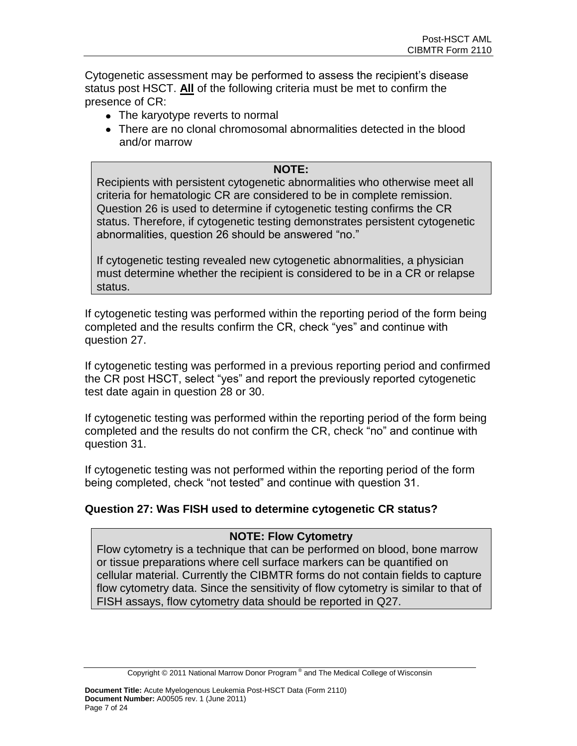Cytogenetic assessment may be performed to assess the recipient's disease status post HSCT. **All** of the following criteria must be met to confirm the presence of CR:

- The karyotype reverts to normal
- There are no clonal chromosomal abnormalities detected in the blood and/or marrow

> **NOTE:**
> Recipients with persistent cytogenetic abnormalities who otherwise meet all criteria for hematologic CR are considered to be in complete remission. Question 26 is used to determine if cytogenetic testing confirms the CR status. Therefore, if cytogenetic testing demonstrates persistent cytogenetic abnormalities, question 26 should be answered "no."
>
> If cytogenetic testing revealed new cytogenetic abnormalities, a physician must determine whether the recipient is considered to be in a CR or relapse status.

If cytogenetic testing was performed within the reporting period of the form being completed and the results confirm the CR, check "yes" and continue with question 27.

If cytogenetic testing was performed in a previous reporting period and confirmed the CR post HSCT, select "yes" and report the previously reported cytogenetic test date again in question 28 or 30.

If cytogenetic testing was performed within the reporting period of the form being completed and the results do not confirm the CR, check "no" and continue with question 31.

If cytogenetic testing was not performed within the reporting period of the form being completed, check "not tested" and continue with question 31.

**Question 27: Was FISH used to determine cytogenetic CR status?**

> **NOTE: Flow Cytometry**
> Flow cytometry is a technique that can be performed on blood, bone marrow or tissue preparations where cell surface markers can be quantified on cellular material. Currently the CIBMTR forms do not contain fields to capture flow cytometry data. Since the sensitivity of flow cytometry is similar to that of FISH assays, flow cytometry data should be reported in Q27.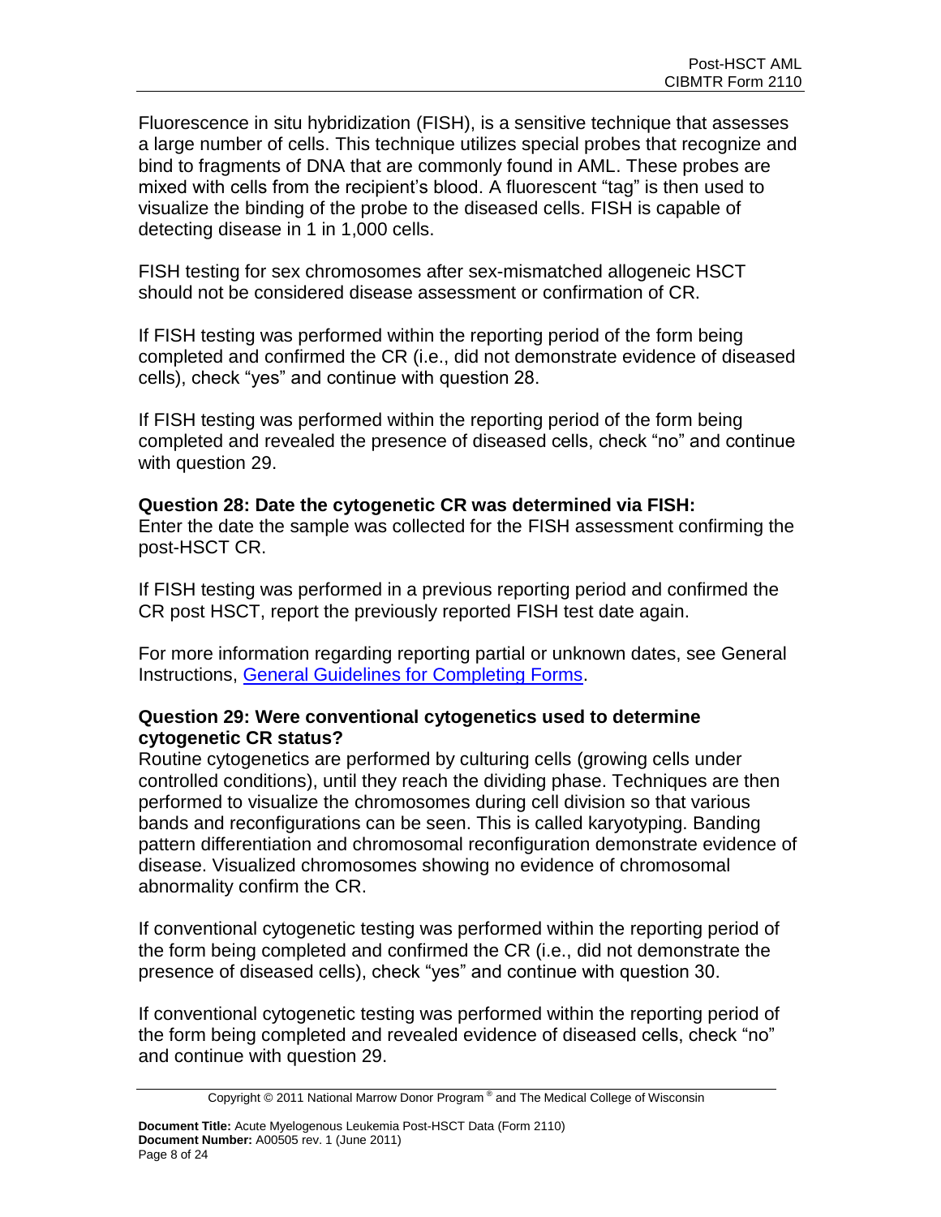Fluorescence in situ hybridization (FISH), is a sensitive technique that assesses a large number of cells. This technique utilizes special probes that recognize and bind to fragments of DNA that are commonly found in AML. These probes are mixed with cells from the recipient's blood. A fluorescent "tag" is then used to visualize the binding of the probe to the diseased cells. FISH is capable of detecting disease in 1 in 1,000 cells.

FISH testing for sex chromosomes after sex-mismatched allogeneic HSCT should not be considered disease assessment or confirmation of CR.

If FISH testing was performed within the reporting period of the form being completed and confirmed the CR (i.e., did not demonstrate evidence of diseased cells), check "yes" and continue with question 28.

If FISH testing was performed within the reporting period of the form being completed and revealed the presence of diseased cells, check "no" and continue with question 29.

**Question 28: Date the cytogenetic CR was determined via FISH:**
Enter the date the sample was collected for the FISH assessment confirming the post-HSCT CR.

If FISH testing was performed in a previous reporting period and confirmed the CR post HSCT, report the previously reported FISH test date again.

For more information regarding reporting partial or unknown dates, see General Instructions, General Guidelines for Completing Forms.

**Question 29: Were conventional cytogenetics used to determine cytogenetic CR status?**
Routine cytogenetics are performed by culturing cells (growing cells under controlled conditions), until they reach the dividing phase. Techniques are then performed to visualize the chromosomes during cell division so that various bands and reconfigurations can be seen. This is called karyotyping. Banding pattern differentiation and chromosomal reconfiguration demonstrate evidence of disease. Visualized chromosomes showing no evidence of chromosomal abnormality confirm the CR.

If conventional cytogenetic testing was performed within the reporting period of the form being completed and confirmed the CR (i.e., did not demonstrate the presence of diseased cells), check "yes" and continue with question 30.

If conventional cytogenetic testing was performed within the reporting period of the form being completed and revealed evidence of diseased cells, check "no" and continue with question 29.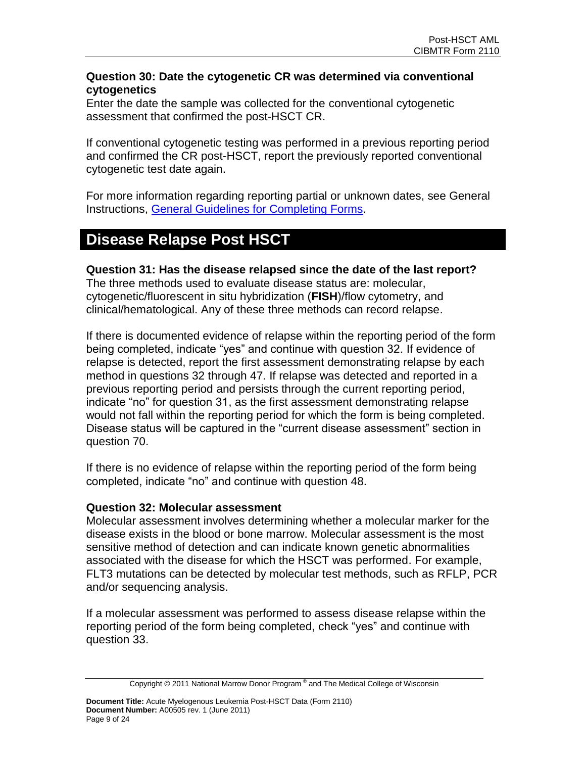**Question 30: Date the cytogenetic CR was determined via conventional cytogenetics**

Enter the date the sample was collected for the conventional cytogenetic assessment that confirmed the post-HSCT CR.

If conventional cytogenetic testing was performed in a previous reporting period and confirmed the CR post-HSCT, report the previously reported conventional cytogenetic test date again.

For more information regarding reporting partial or unknown dates, see General Instructions, General Guidelines for Completing Forms.

## Disease Relapse Post HSCT

**Question 31: Has the disease relapsed since the date of the last report?**

The three methods used to evaluate disease status are: molecular, cytogenetic/fluorescent in situ hybridization (**FISH**)/flow cytometry, and clinical/hematological. Any of these three methods can record relapse.

If there is documented evidence of relapse within the reporting period of the form being completed, indicate "yes" and continue with question 32. If evidence of relapse is detected, report the first assessment demonstrating relapse by each method in questions 32 through 47. If relapse was detected and reported in a previous reporting period and persists through the current reporting period, indicate "no" for question 31, as the first assessment demonstrating relapse would not fall within the reporting period for which the form is being completed. Disease status will be captured in the "current disease assessment" section in question 70.

If there is no evidence of relapse within the reporting period of the form being completed, indicate "no" and continue with question 48.

**Question 32: Molecular assessment**

Molecular assessment involves determining whether a molecular marker for the disease exists in the blood or bone marrow. Molecular assessment is the most sensitive method of detection and can indicate known genetic abnormalities associated with the disease for which the HSCT was performed. For example, FLT3 mutations can be detected by molecular test methods, such as RFLP, PCR and/or sequencing analysis.

If a molecular assessment was performed to assess disease relapse within the reporting period of the form being completed, check "yes" and continue with question 33.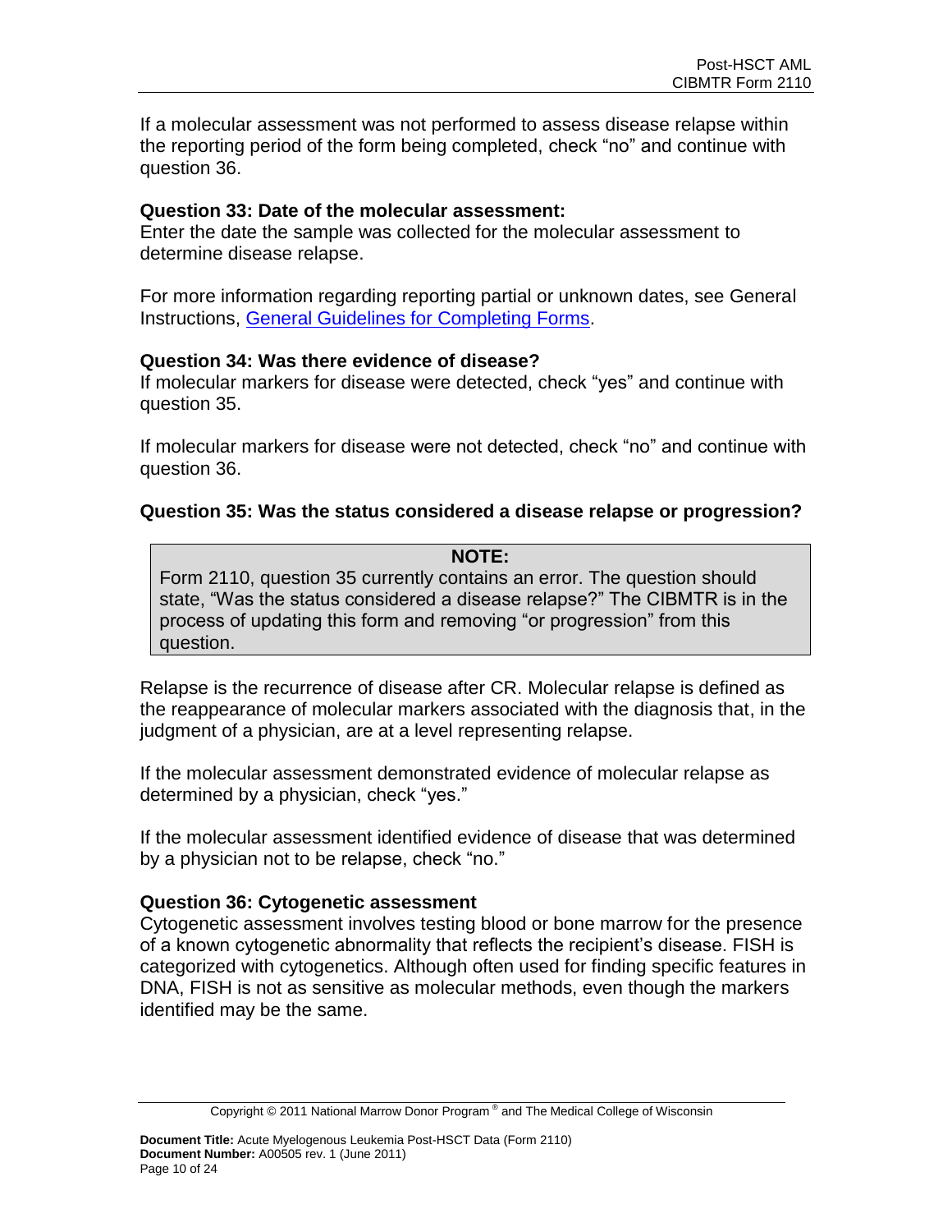If a molecular assessment was not performed to assess disease relapse within the reporting period of the form being completed, check "no" and continue with question 36.

**Question 33: Date of the molecular assessment:**
Enter the date the sample was collected for the molecular assessment to determine disease relapse.

For more information regarding reporting partial or unknown dates, see General Instructions, General Guidelines for Completing Forms.

**Question 34: Was there evidence of disease?**
If molecular markers for disease were detected, check "yes" and continue with question 35.

If molecular markers for disease were not detected, check "no" and continue with question 36.

**Question 35: Was the status considered a disease relapse or progression?**

> **NOTE:**
> Form 2110, question 35 currently contains an error. The question should state, "Was the status considered a disease relapse?" The CIBMTR is in the process of updating this form and removing "or progression" from this question.

Relapse is the recurrence of disease after CR. Molecular relapse is defined as the reappearance of molecular markers associated with the diagnosis that, in the judgment of a physician, are at a level representing relapse.

If the molecular assessment demonstrated evidence of molecular relapse as determined by a physician, check "yes."

If the molecular assessment identified evidence of disease that was determined by a physician not to be relapse, check "no."

**Question 36: Cytogenetic assessment**
Cytogenetic assessment involves testing blood or bone marrow for the presence of a known cytogenetic abnormality that reflects the recipient's disease. FISH is categorized with cytogenetics. Although often used for finding specific features in DNA, FISH is not as sensitive as molecular methods, even though the markers identified may be the same.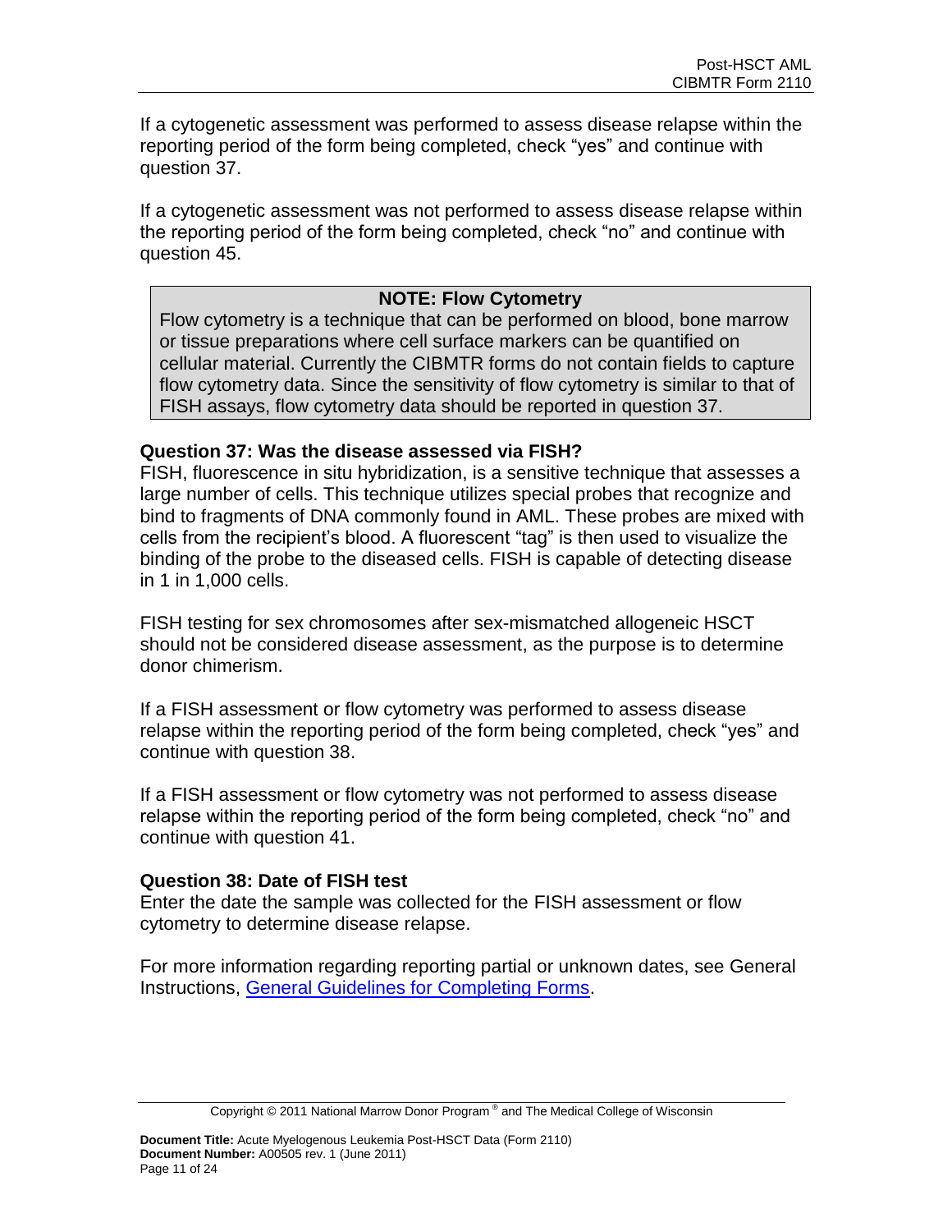If a cytogenetic assessment was performed to assess disease relapse within the reporting period of the form being completed, check "yes" and continue with question 37.

If a cytogenetic assessment was not performed to assess disease relapse within the reporting period of the form being completed, check "no" and continue with question 45.

> **NOTE: Flow Cytometry**
> Flow cytometry is a technique that can be performed on blood, bone marrow or tissue preparations where cell surface markers can be quantified on cellular material. Currently the CIBMTR forms do not contain fields to capture flow cytometry data. Since the sensitivity of flow cytometry is similar to that of FISH assays, flow cytometry data should be reported in question 37.

**Question 37: Was the disease assessed via FISH?**

FISH, fluorescence in situ hybridization, is a sensitive technique that assesses a large number of cells. This technique utilizes special probes that recognize and bind to fragments of DNA commonly found in AML. These probes are mixed with cells from the recipient's blood. A fluorescent "tag" is then used to visualize the binding of the probe to the diseased cells. FISH is capable of detecting disease in 1 in 1,000 cells.

FISH testing for sex chromosomes after sex-mismatched allogeneic HSCT should not be considered disease assessment, as the purpose is to determine donor chimerism.

If a FISH assessment or flow cytometry was performed to assess disease relapse within the reporting period of the form being completed, check "yes" and continue with question 38.

If a FISH assessment or flow cytometry was not performed to assess disease relapse within the reporting period of the form being completed, check "no" and continue with question 41.

**Question 38: Date of FISH test**

Enter the date the sample was collected for the FISH assessment or flow cytometry to determine disease relapse.

For more information regarding reporting partial or unknown dates, see General Instructions, General Guidelines for Completing Forms.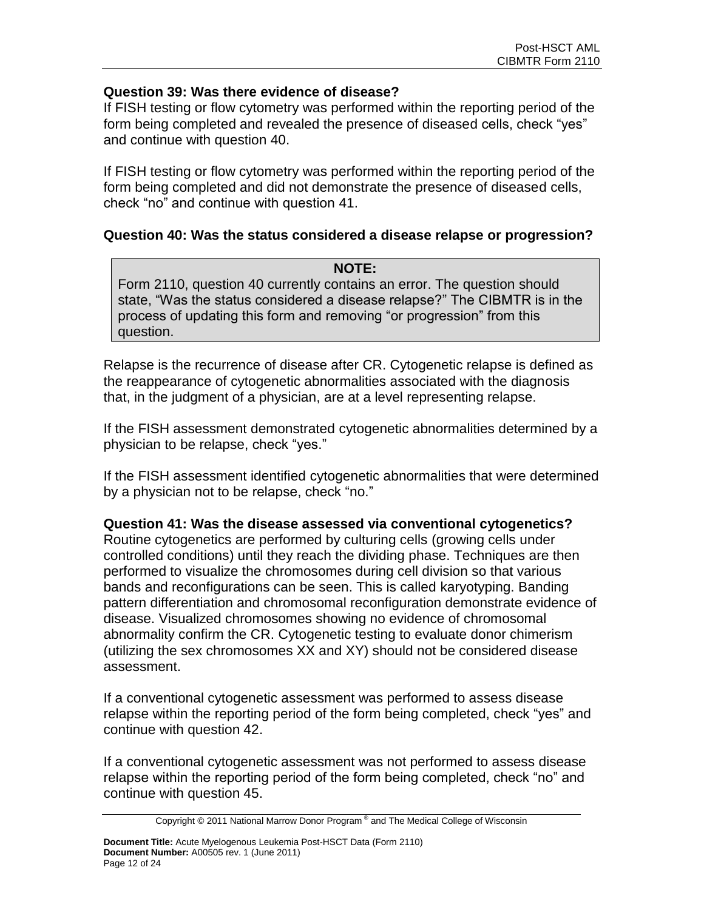**Question 39: Was there evidence of disease?**

If FISH testing or flow cytometry was performed within the reporting period of the form being completed and revealed the presence of diseased cells, check "yes" and continue with question 40.

If FISH testing or flow cytometry was performed within the reporting period of the form being completed and did not demonstrate the presence of diseased cells, check "no" and continue with question 41.

**Question 40: Was the status considered a disease relapse or progression?**

> **NOTE:**
> Form 2110, question 40 currently contains an error. The question should state, "Was the status considered a disease relapse?" The CIBMTR is in the process of updating this form and removing "or progression" from this question.

Relapse is the recurrence of disease after CR. Cytogenetic relapse is defined as the reappearance of cytogenetic abnormalities associated with the diagnosis that, in the judgment of a physician, are at a level representing relapse.

If the FISH assessment demonstrated cytogenetic abnormalities determined by a physician to be relapse, check "yes."

If the FISH assessment identified cytogenetic abnormalities that were determined by a physician not to be relapse, check "no."

**Question 41: Was the disease assessed via conventional cytogenetics?**

Routine cytogenetics are performed by culturing cells (growing cells under controlled conditions) until they reach the dividing phase. Techniques are then performed to visualize the chromosomes during cell division so that various bands and reconfigurations can be seen. This is called karyotyping. Banding pattern differentiation and chromosomal reconfiguration demonstrate evidence of disease. Visualized chromosomes showing no evidence of chromosomal abnormality confirm the CR. Cytogenetic testing to evaluate donor chimerism (utilizing the sex chromosomes XX and XY) should not be considered disease assessment.

If a conventional cytogenetic assessment was performed to assess disease relapse within the reporting period of the form being completed, check "yes" and continue with question 42.

If a conventional cytogenetic assessment was not performed to assess disease relapse within the reporting period of the form being completed, check "no" and continue with question 45.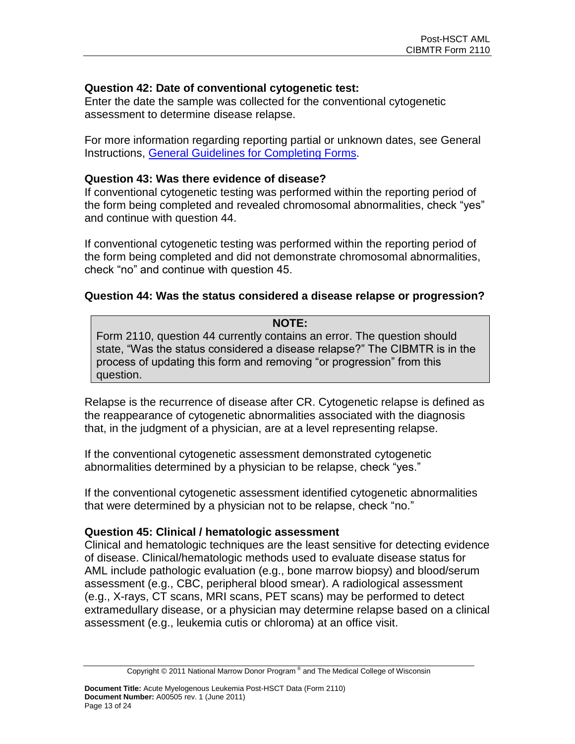### Question 42: Date of conventional cytogenetic test:

Enter the date the sample was collected for the conventional cytogenetic assessment to determine disease relapse.

For more information regarding reporting partial or unknown dates, see General Instructions, General Guidelines for Completing Forms.

### Question 43: Was there evidence of disease?

If conventional cytogenetic testing was performed within the reporting period of the form being completed and revealed chromosomal abnormalities, check "yes" and continue with question 44.

If conventional cytogenetic testing was performed within the reporting period of the form being completed and did not demonstrate chromosomal abnormalities, check "no" and continue with question 45.

### Question 44: Was the status considered a disease relapse or progression?

> **NOTE:**
> Form 2110, question 44 currently contains an error. The question should state, "Was the status considered a disease relapse?" The CIBMTR is in the process of updating this form and removing "or progression" from this question.

Relapse is the recurrence of disease after CR. Cytogenetic relapse is defined as the reappearance of cytogenetic abnormalities associated with the diagnosis that, in the judgment of a physician, are at a level representing relapse.

If the conventional cytogenetic assessment demonstrated cytogenetic abnormalities determined by a physician to be relapse, check "yes."

If the conventional cytogenetic assessment identified cytogenetic abnormalities that were determined by a physician not to be relapse, check "no."

### Question 45: Clinical / hematologic assessment

Clinical and hematologic techniques are the least sensitive for detecting evidence of disease. Clinical/hematologic methods used to evaluate disease status for AML include pathologic evaluation (e.g., bone marrow biopsy) and blood/serum assessment (e.g., CBC, peripheral blood smear). A radiological assessment (e.g., X-rays, CT scans, MRI scans, PET scans) may be performed to detect extramedullary disease, or a physician may determine relapse based on a clinical assessment (e.g., leukemia cutis or chloroma) at an office visit.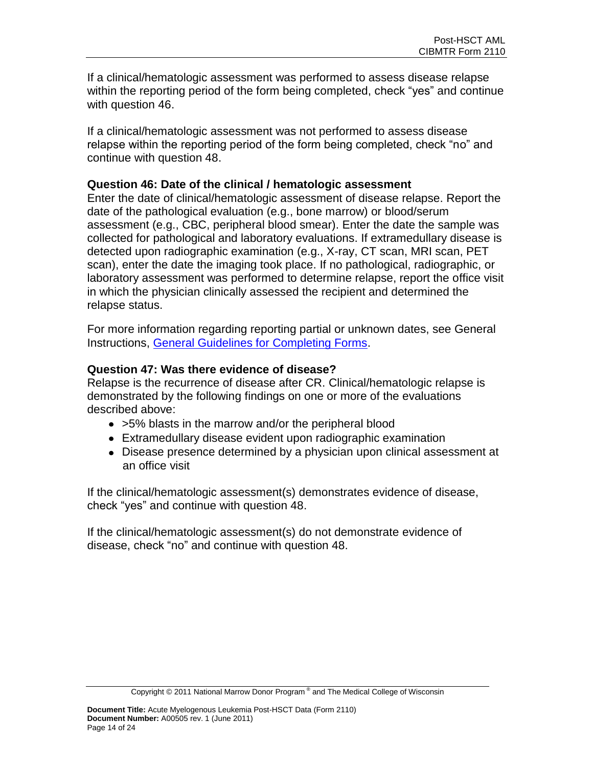If a clinical/hematologic assessment was performed to assess disease relapse within the reporting period of the form being completed, check "yes" and continue with question 46.

If a clinical/hematologic assessment was not performed to assess disease relapse within the reporting period of the form being completed, check "no" and continue with question 48.

**Question 46: Date of the clinical / hematologic assessment**

Enter the date of clinical/hematologic assessment of disease relapse. Report the date of the pathological evaluation (e.g., bone marrow) or blood/serum assessment (e.g., CBC, peripheral blood smear). Enter the date the sample was collected for pathological and laboratory evaluations. If extramedullary disease is detected upon radiographic examination (e.g., X-ray, CT scan, MRI scan, PET scan), enter the date the imaging took place. If no pathological, radiographic, or laboratory assessment was performed to determine relapse, report the office visit in which the physician clinically assessed the recipient and determined the relapse status.

For more information regarding reporting partial or unknown dates, see General Instructions, [General Guidelines for Completing Forms](General Guidelines for Completing Forms).

**Question 47: Was there evidence of disease?**

Relapse is the recurrence of disease after CR. Clinical/hematologic relapse is demonstrated by the following findings on one or more of the evaluations described above:

- >5% blasts in the marrow and/or the peripheral blood
- Extramedullary disease evident upon radiographic examination
- Disease presence determined by a physician upon clinical assessment at an office visit

If the clinical/hematologic assessment(s) demonstrates evidence of disease, check "yes" and continue with question 48.

If the clinical/hematologic assessment(s) do not demonstrate evidence of disease, check "no" and continue with question 48.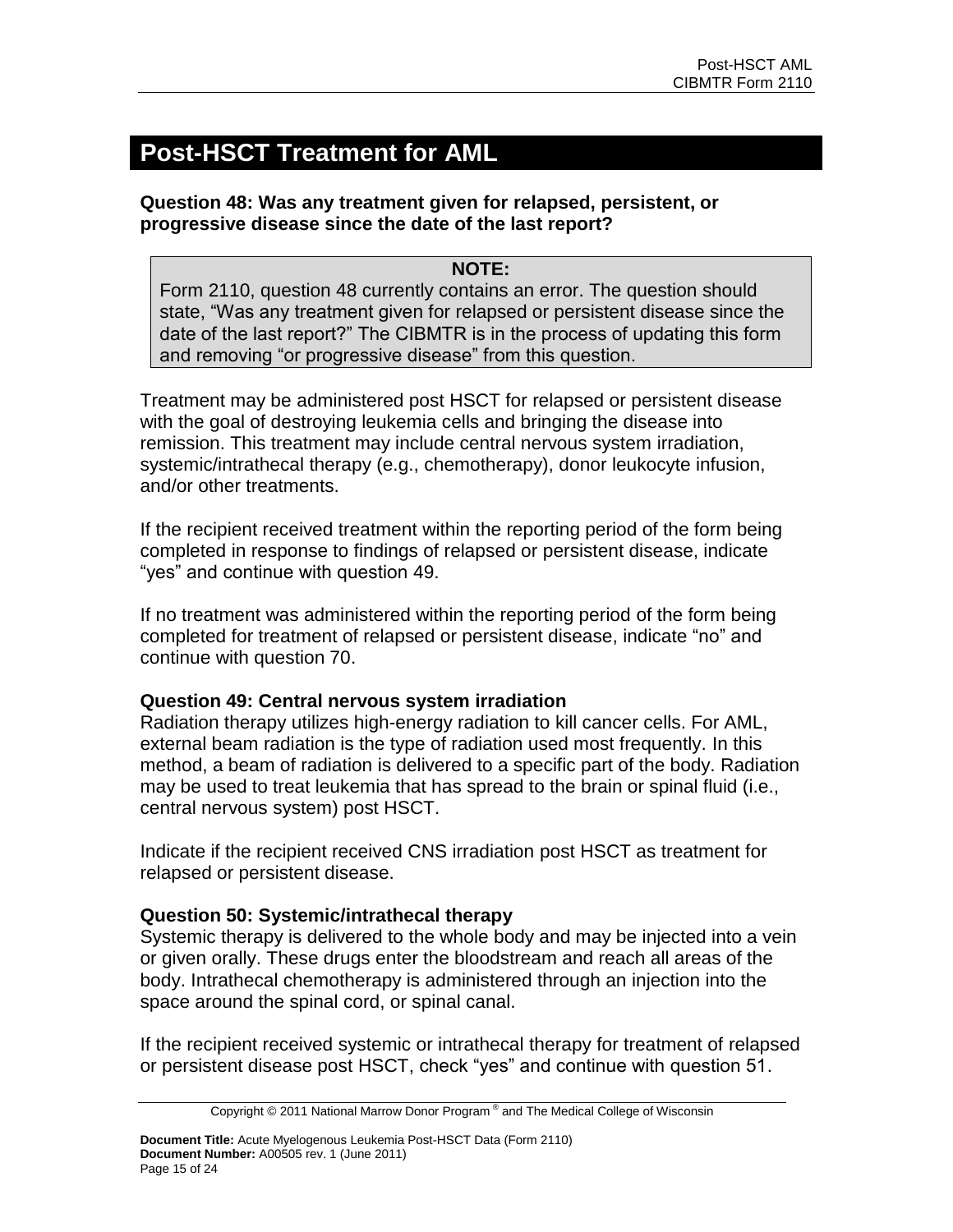## Post-HSCT Treatment for AML

**Question 48: Was any treatment given for relapsed, persistent, or progressive disease since the date of the last report?**

> **NOTE:**
> Form 2110, question 48 currently contains an error. The question should state, “Was any treatment given for relapsed or persistent disease since the date of the last report?” The CIBMTR is in the process of updating this form and removing “or progressive disease” from this question.

Treatment may be administered post HSCT for relapsed or persistent disease with the goal of destroying leukemia cells and bringing the disease into remission. This treatment may include central nervous system irradiation, systemic/intrathecal therapy (e.g., chemotherapy), donor leukocyte infusion, and/or other treatments.

If the recipient received treatment within the reporting period of the form being completed in response to findings of relapsed or persistent disease, indicate “yes” and continue with question 49.

If no treatment was administered within the reporting period of the form being completed for treatment of relapsed or persistent disease, indicate “no” and continue with question 70.

**Question 49: Central nervous system irradiation**

Radiation therapy utilizes high-energy radiation to kill cancer cells. For AML, external beam radiation is the type of radiation used most frequently. In this method, a beam of radiation is delivered to a specific part of the body. Radiation may be used to treat leukemia that has spread to the brain or spinal fluid (i.e., central nervous system) post HSCT.

Indicate if the recipient received CNS irradiation post HSCT as treatment for relapsed or persistent disease.

**Question 50: Systemic/intrathecal therapy**

Systemic therapy is delivered to the whole body and may be injected into a vein or given orally. These drugs enter the bloodstream and reach all areas of the body. Intrathecal chemotherapy is administered through an injection into the space around the spinal cord, or spinal canal.

If the recipient received systemic or intrathecal therapy for treatment of relapsed or persistent disease post HSCT, check “yes” and continue with question 51.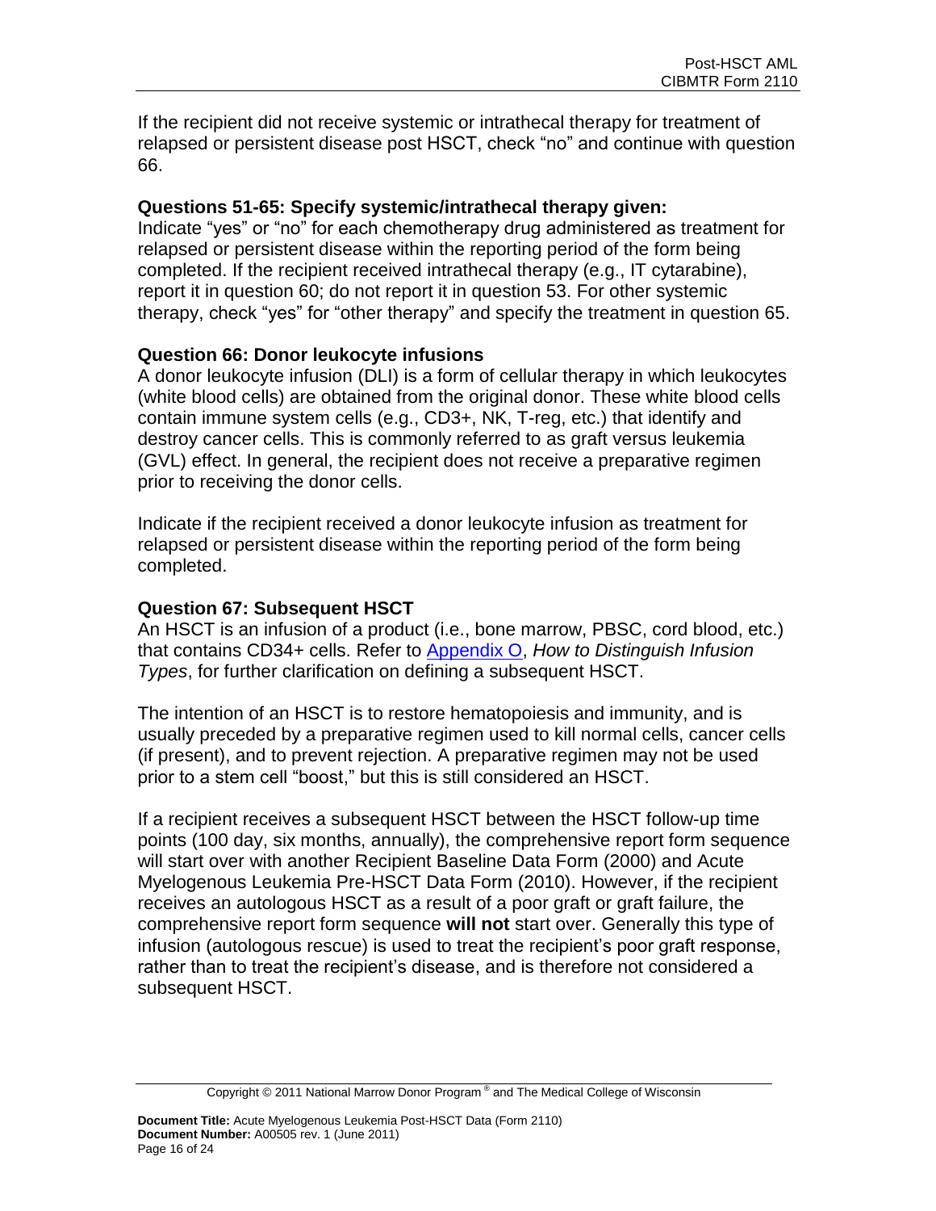If the recipient did not receive systemic or intrathecal therapy for treatment of relapsed or persistent disease post HSCT, check "no" and continue with question 66.

### Questions 51-65: Specify systemic/intrathecal therapy given:

Indicate "yes" or "no" for each chemotherapy drug administered as treatment for relapsed or persistent disease within the reporting period of the form being completed. If the recipient received intrathecal therapy (e.g., IT cytarabine), report it in question 60; do not report it in question 53. For other systemic therapy, check "yes" for "other therapy" and specify the treatment in question 65.

### Question 66: Donor leukocyte infusions

A donor leukocyte infusion (DLI) is a form of cellular therapy in which leukocytes (white blood cells) are obtained from the original donor. These white blood cells contain immune system cells (e.g., CD3+, NK, T-reg, etc.) that identify and destroy cancer cells. This is commonly referred to as graft versus leukemia (GVL) effect. In general, the recipient does not receive a preparative regimen prior to receiving the donor cells.

Indicate if the recipient received a donor leukocyte infusion as treatment for relapsed or persistent disease within the reporting period of the form being completed.

### Question 67: Subsequent HSCT

An HSCT is an infusion of a product (i.e., bone marrow, PBSC, cord blood, etc.) that contains CD34+ cells. Refer to Appendix O, *How to Distinguish Infusion Types*, for further clarification on defining a subsequent HSCT.

The intention of an HSCT is to restore hematopoiesis and immunity, and is usually preceded by a preparative regimen used to kill normal cells, cancer cells (if present), and to prevent rejection. A preparative regimen may not be used prior to a stem cell "boost," but this is still considered an HSCT.

If a recipient receives a subsequent HSCT between the HSCT follow-up time points (100 day, six months, annually), the comprehensive report form sequence will start over with another Recipient Baseline Data Form (2000) and Acute Myelogenous Leukemia Pre-HSCT Data Form (2010). However, if the recipient receives an autologous HSCT as a result of a poor graft or graft failure, the comprehensive report form sequence **will not** start over. Generally this type of infusion (autologous rescue) is used to treat the recipient's poor graft response, rather than to treat the recipient's disease, and is therefore not considered a subsequent HSCT.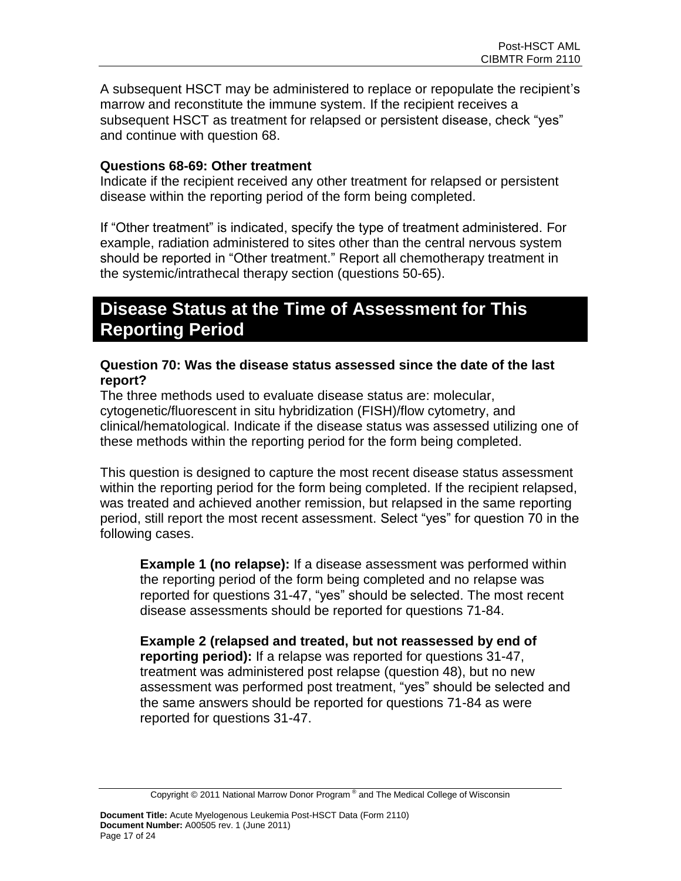A subsequent HSCT may be administered to replace or repopulate the recipient's marrow and reconstitute the immune system. If the recipient receives a subsequent HSCT as treatment for relapsed or persistent disease, check "yes" and continue with question 68.

**Questions 68-69: Other treatment**

Indicate if the recipient received any other treatment for relapsed or persistent disease within the reporting period of the form being completed.

If "Other treatment" is indicated, specify the type of treatment administered. For example, radiation administered to sites other than the central nervous system should be reported in "Other treatment." Report all chemotherapy treatment in the systemic/intrathecal therapy section (questions 50-65).

## Disease Status at the Time of Assessment for This Reporting Period

**Question 70: Was the disease status assessed since the date of the last report?**

The three methods used to evaluate disease status are: molecular, cytogenetic/fluorescent in situ hybridization (FISH)/flow cytometry, and clinical/hematological. Indicate if the disease status was assessed utilizing one of these methods within the reporting period for the form being completed.

This question is designed to capture the most recent disease status assessment within the reporting period for the form being completed. If the recipient relapsed, was treated and achieved another remission, but relapsed in the same reporting period, still report the most recent assessment. Select "yes" for question 70 in the following cases.

> **Example 1 (no relapse):** If a disease assessment was performed within the reporting period of the form being completed and no relapse was reported for questions 31-47, "yes" should be selected. The most recent disease assessments should be reported for questions 71-84.
>
> **Example 2 (relapsed and treated, but not reassessed by end of reporting period):** If a relapse was reported for questions 31-47, treatment was administered post relapse (question 48), but no new assessment was performed post treatment, "yes" should be selected and the same answers should be reported for questions 71-84 as were reported for questions 31-47.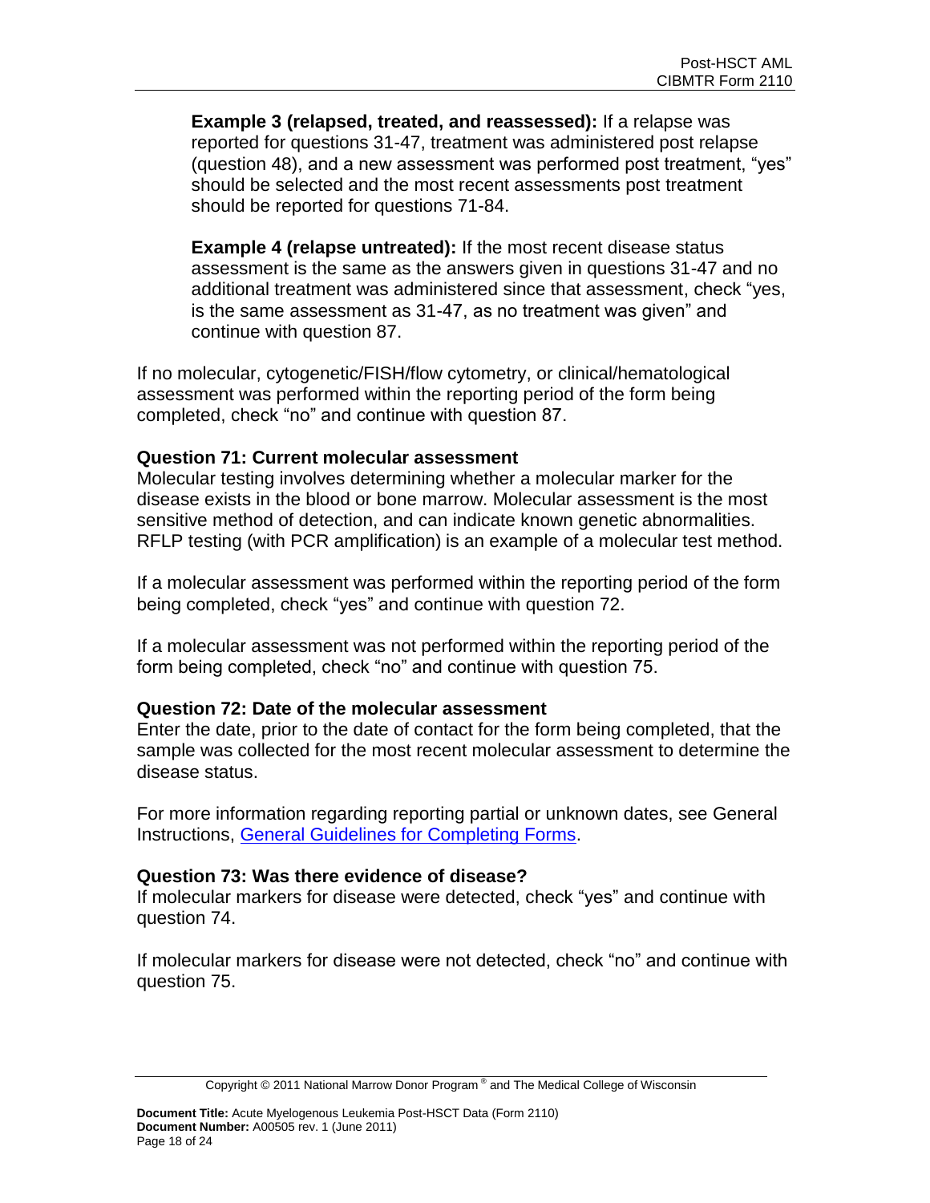**Example 3 (relapsed, treated, and reassessed):** If a relapse was reported for questions 31-47, treatment was administered post relapse (question 48), and a new assessment was performed post treatment, "yes" should be selected and the most recent assessments post treatment should be reported for questions 71-84.

**Example 4 (relapse untreated):** If the most recent disease status assessment is the same as the answers given in questions 31-47 and no additional treatment was administered since that assessment, check "yes, is the same assessment as 31-47, as no treatment was given" and continue with question 87.

If no molecular, cytogenetic/FISH/flow cytometry, or clinical/hematological assessment was performed within the reporting period of the form being completed, check "no" and continue with question 87.

### Question 71: Current molecular assessment

Molecular testing involves determining whether a molecular marker for the disease exists in the blood or bone marrow. Molecular assessment is the most sensitive method of detection, and can indicate known genetic abnormalities. RFLP testing (with PCR amplification) is an example of a molecular test method.

If a molecular assessment was performed within the reporting period of the form being completed, check "yes" and continue with question 72.

If a molecular assessment was not performed within the reporting period of the form being completed, check "no" and continue with question 75.

### Question 72: Date of the molecular assessment

Enter the date, prior to the date of contact for the form being completed, that the sample was collected for the most recent molecular assessment to determine the disease status.

For more information regarding reporting partial or unknown dates, see General Instructions, General Guidelines for Completing Forms.

### Question 73: Was there evidence of disease?

If molecular markers for disease were detected, check "yes" and continue with question 74.

If molecular markers for disease were not detected, check "no" and continue with question 75.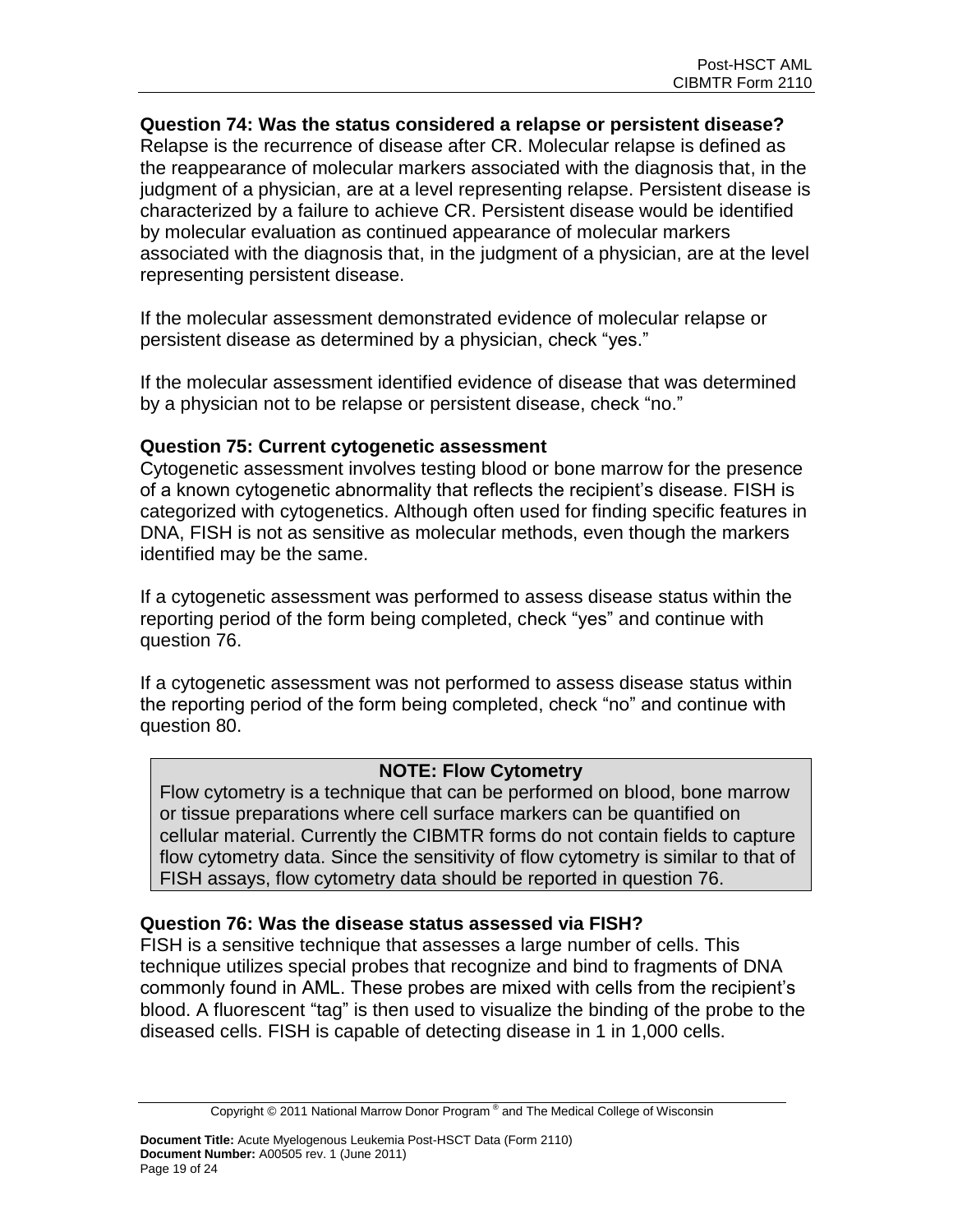**Question 74: Was the status considered a relapse or persistent disease?**
Relapse is the recurrence of disease after CR. Molecular relapse is defined as the reappearance of molecular markers associated with the diagnosis that, in the judgment of a physician, are at a level representing relapse. Persistent disease is characterized by a failure to achieve CR. Persistent disease would be identified by molecular evaluation as continued appearance of molecular markers associated with the diagnosis that, in the judgment of a physician, are at the level representing persistent disease.

If the molecular assessment demonstrated evidence of molecular relapse or persistent disease as determined by a physician, check "yes."

If the molecular assessment identified evidence of disease that was determined by a physician not to be relapse or persistent disease, check "no."

**Question 75: Current cytogenetic assessment**
Cytogenetic assessment involves testing blood or bone marrow for the presence of a known cytogenetic abnormality that reflects the recipient's disease. FISH is categorized with cytogenetics. Although often used for finding specific features in DNA, FISH is not as sensitive as molecular methods, even though the markers identified may be the same.

If a cytogenetic assessment was performed to assess disease status within the reporting period of the form being completed, check "yes" and continue with question 76.

If a cytogenetic assessment was not performed to assess disease status within the reporting period of the form being completed, check "no" and continue with question 80.

> **NOTE: Flow Cytometry**
> Flow cytometry is a technique that can be performed on blood, bone marrow or tissue preparations where cell surface markers can be quantified on cellular material. Currently the CIBMTR forms do not contain fields to capture flow cytometry data. Since the sensitivity of flow cytometry is similar to that of FISH assays, flow cytometry data should be reported in question 76.

**Question 76: Was the disease status assessed via FISH?**
FISH is a sensitive technique that assesses a large number of cells. This technique utilizes special probes that recognize and bind to fragments of DNA commonly found in AML. These probes are mixed with cells from the recipient's blood. A fluorescent "tag" is then used to visualize the binding of the probe to the diseased cells. FISH is capable of detecting disease in 1 in 1,000 cells.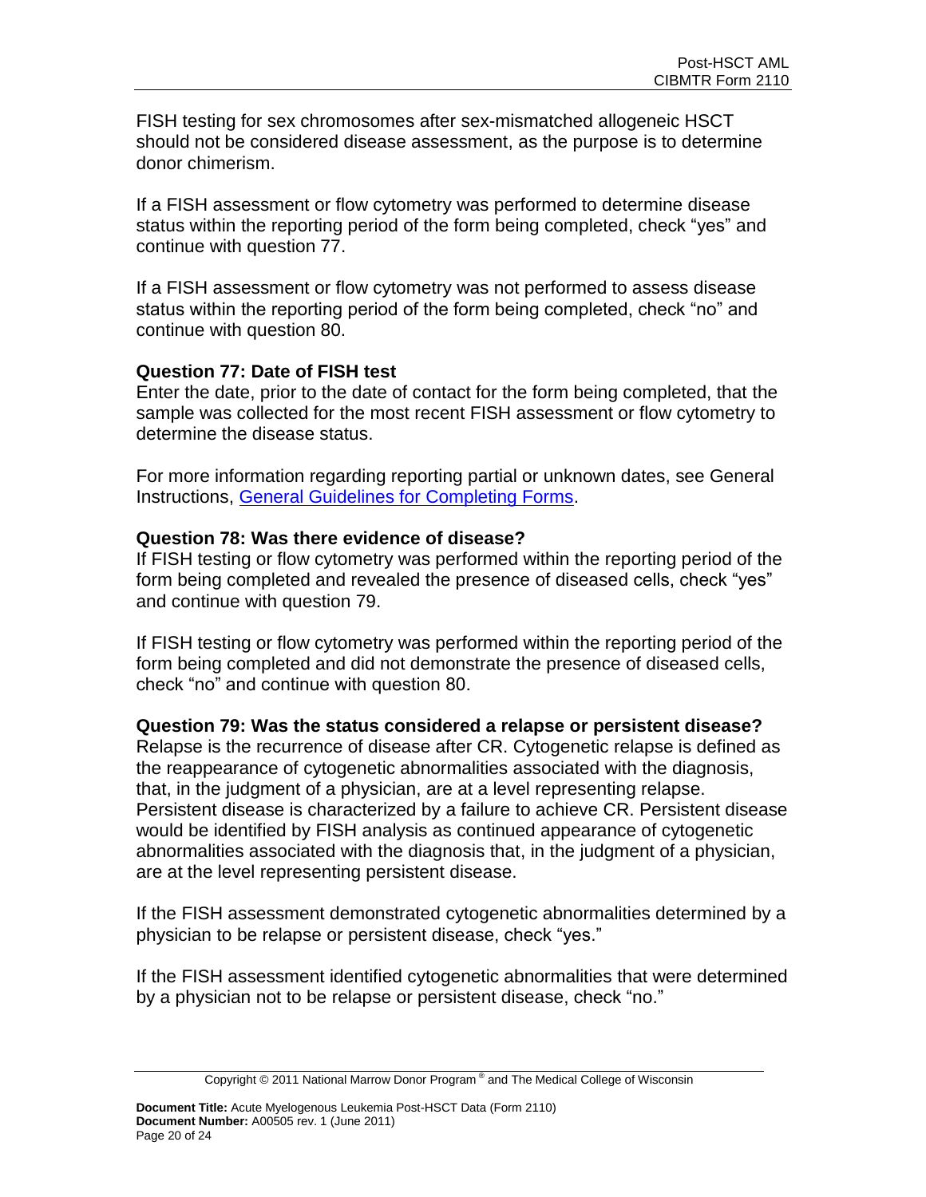FISH testing for sex chromosomes after sex-mismatched allogeneic HSCT should not be considered disease assessment, as the purpose is to determine donor chimerism.

If a FISH assessment or flow cytometry was performed to determine disease status within the reporting period of the form being completed, check "yes" and continue with question 77.

If a FISH assessment or flow cytometry was not performed to assess disease status within the reporting period of the form being completed, check "no" and continue with question 80.

**Question 77: Date of FISH test**

Enter the date, prior to the date of contact for the form being completed, that the sample was collected for the most recent FISH assessment or flow cytometry to determine the disease status.

For more information regarding reporting partial or unknown dates, see General Instructions, General Guidelines for Completing Forms.

**Question 78: Was there evidence of disease?**

If FISH testing or flow cytometry was performed within the reporting period of the form being completed and revealed the presence of diseased cells, check "yes" and continue with question 79.

If FISH testing or flow cytometry was performed within the reporting period of the form being completed and did not demonstrate the presence of diseased cells, check "no" and continue with question 80.

**Question 79: Was the status considered a relapse or persistent disease?**

Relapse is the recurrence of disease after CR. Cytogenetic relapse is defined as the reappearance of cytogenetic abnormalities associated with the diagnosis, that, in the judgment of a physician, are at a level representing relapse. Persistent disease is characterized by a failure to achieve CR. Persistent disease would be identified by FISH analysis as continued appearance of cytogenetic abnormalities associated with the diagnosis that, in the judgment of a physician, are at the level representing persistent disease.

If the FISH assessment demonstrated cytogenetic abnormalities determined by a physician to be relapse or persistent disease, check "yes."

If the FISH assessment identified cytogenetic abnormalities that were determined by a physician not to be relapse or persistent disease, check "no."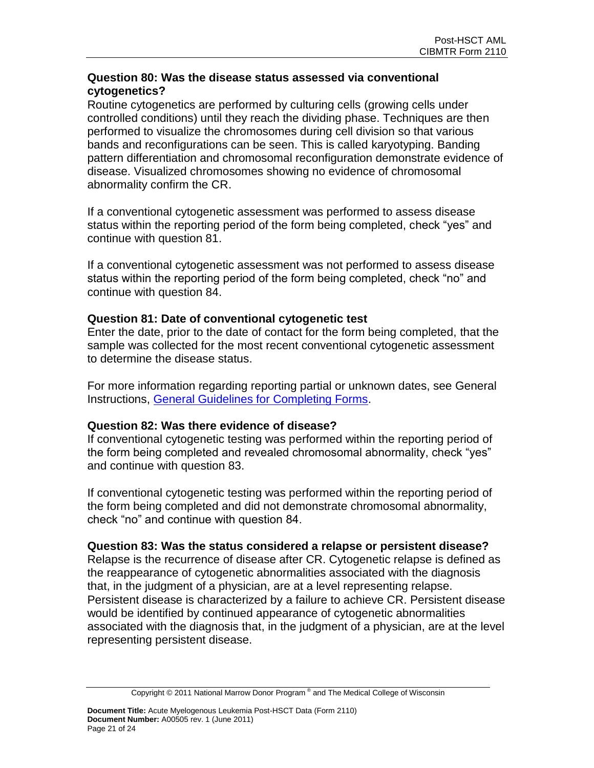**Question 80: Was the disease status assessed via conventional cytogenetics?**

Routine cytogenetics are performed by culturing cells (growing cells under controlled conditions) until they reach the dividing phase. Techniques are then performed to visualize the chromosomes during cell division so that various bands and reconfigurations can be seen. This is called karyotyping. Banding pattern differentiation and chromosomal reconfiguration demonstrate evidence of disease. Visualized chromosomes showing no evidence of chromosomal abnormality confirm the CR.

If a conventional cytogenetic assessment was performed to assess disease status within the reporting period of the form being completed, check "yes" and continue with question 81.

If a conventional cytogenetic assessment was not performed to assess disease status within the reporting period of the form being completed, check "no" and continue with question 84.

**Question 81: Date of conventional cytogenetic test**

Enter the date, prior to the date of contact for the form being completed, that the sample was collected for the most recent conventional cytogenetic assessment to determine the disease status.

For more information regarding reporting partial or unknown dates, see General Instructions, General Guidelines for Completing Forms.

**Question 82: Was there evidence of disease?**

If conventional cytogenetic testing was performed within the reporting period of the form being completed and revealed chromosomal abnormality, check "yes" and continue with question 83.

If conventional cytogenetic testing was performed within the reporting period of the form being completed and did not demonstrate chromosomal abnormality, check "no" and continue with question 84.

**Question 83: Was the status considered a relapse or persistent disease?**

Relapse is the recurrence of disease after CR. Cytogenetic relapse is defined as the reappearance of cytogenetic abnormalities associated with the diagnosis that, in the judgment of a physician, are at a level representing relapse. Persistent disease is characterized by a failure to achieve CR. Persistent disease would be identified by continued appearance of cytogenetic abnormalities associated with the diagnosis that, in the judgment of a physician, are at the level representing persistent disease.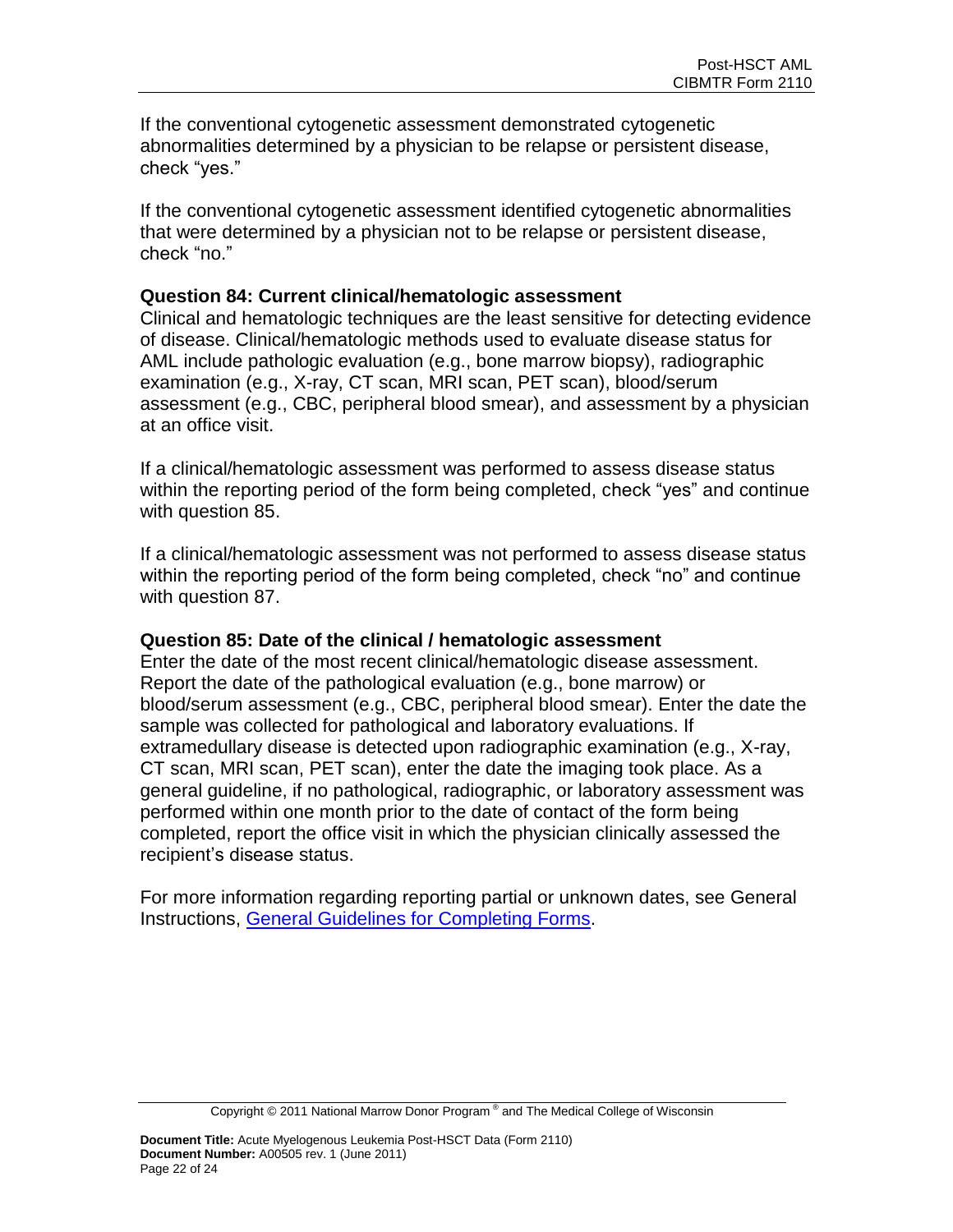If the conventional cytogenetic assessment demonstrated cytogenetic abnormalities determined by a physician to be relapse or persistent disease, check "yes."

If the conventional cytogenetic assessment identified cytogenetic abnormalities that were determined by a physician not to be relapse or persistent disease, check "no."

### Question 84: Current clinical/hematologic assessment

Clinical and hematologic techniques are the least sensitive for detecting evidence of disease. Clinical/hematologic methods used to evaluate disease status for AML include pathologic evaluation (e.g., bone marrow biopsy), radiographic examination (e.g., X-ray, CT scan, MRI scan, PET scan), blood/serum assessment (e.g., CBC, peripheral blood smear), and assessment by a physician at an office visit.

If a clinical/hematologic assessment was performed to assess disease status within the reporting period of the form being completed, check "yes" and continue with question 85.

If a clinical/hematologic assessment was not performed to assess disease status within the reporting period of the form being completed, check "no" and continue with question 87.

### Question 85: Date of the clinical / hematologic assessment

Enter the date of the most recent clinical/hematologic disease assessment. Report the date of the pathological evaluation (e.g., bone marrow) or blood/serum assessment (e.g., CBC, peripheral blood smear). Enter the date the sample was collected for pathological and laboratory evaluations. If extramedullary disease is detected upon radiographic examination (e.g., X-ray, CT scan, MRI scan, PET scan), enter the date the imaging took place. As a general guideline, if no pathological, radiographic, or laboratory assessment was performed within one month prior to the date of contact of the form being completed, report the office visit in which the physician clinically assessed the recipient's disease status.

For more information regarding reporting partial or unknown dates, see General Instructions, General Guidelines for Completing Forms.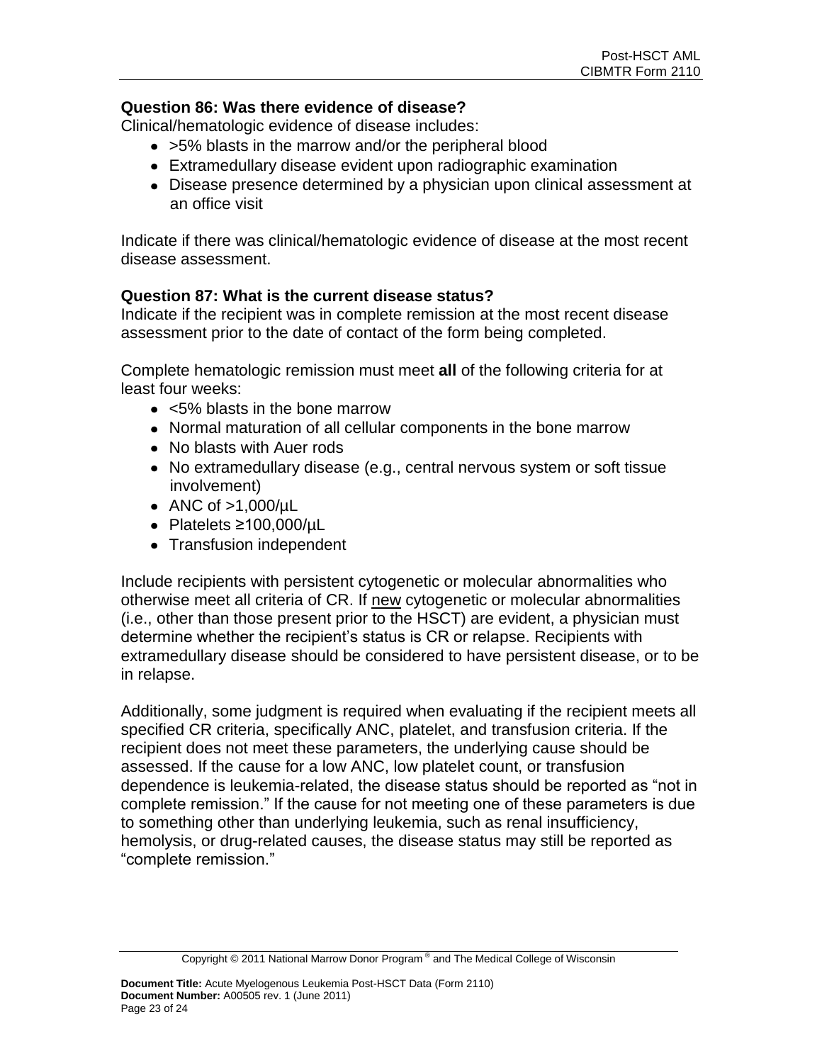**Question 86: Was there evidence of disease?**

Clinical/hematologic evidence of disease includes:

- >5% blasts in the marrow and/or the peripheral blood
- Extramedullary disease evident upon radiographic examination
- Disease presence determined by a physician upon clinical assessment at an office visit

Indicate if there was clinical/hematologic evidence of disease at the most recent disease assessment.

**Question 87: What is the current disease status?**

Indicate if the recipient was in complete remission at the most recent disease assessment prior to the date of contact of the form being completed.

Complete hematologic remission must meet **all** of the following criteria for at least four weeks:

- <5% blasts in the bone marrow
- Normal maturation of all cellular components in the bone marrow
- No blasts with Auer rods
- No extramedullary disease (e.g., central nervous system or soft tissue involvement)
- ANC of >1,000/µL
- Platelets ≥100,000/µL
- Transfusion independent

Include recipients with persistent cytogenetic or molecular abnormalities who otherwise meet all criteria of CR. If new cytogenetic or molecular abnormalities (i.e., other than those present prior to the HSCT) are evident, a physician must determine whether the recipient's status is CR or relapse. Recipients with extramedullary disease should be considered to have persistent disease, or to be in relapse.

Additionally, some judgment is required when evaluating if the recipient meets all specified CR criteria, specifically ANC, platelet, and transfusion criteria. If the recipient does not meet these parameters, the underlying cause should be assessed. If the cause for a low ANC, low platelet count, or transfusion dependence is leukemia-related, the disease status should be reported as "not in complete remission." If the cause for not meeting one of these parameters is due to something other than underlying leukemia, such as renal insufficiency, hemolysis, or drug-related causes, the disease status may still be reported as "complete remission."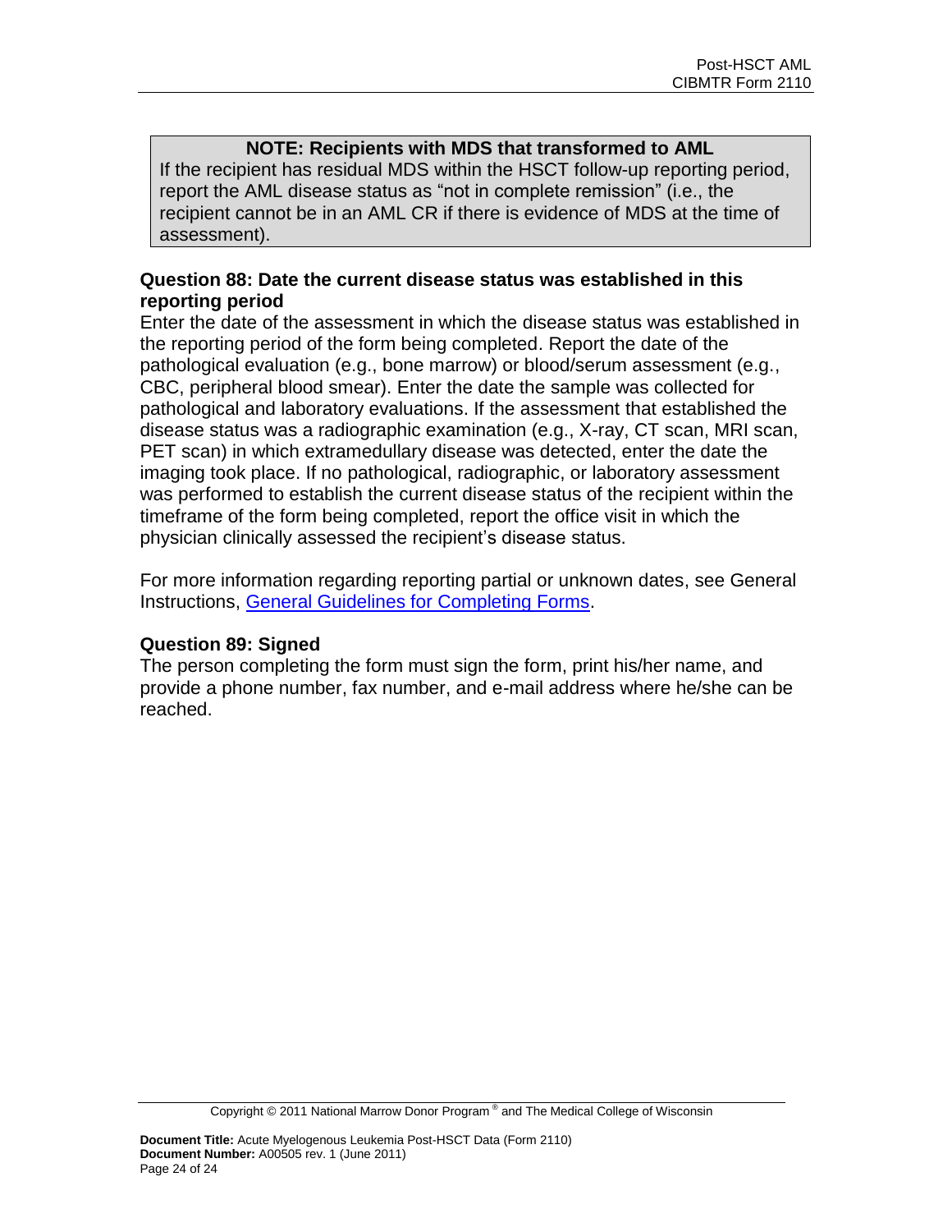**NOTE: Recipients with MDS that transformed to AML**

If the recipient has residual MDS within the HSCT follow-up reporting period, report the AML disease status as "not in complete remission" (i.e., the recipient cannot be in an AML CR if there is evidence of MDS at the time of assessment).

### Question 88: Date the current disease status was established in this reporting period

Enter the date of the assessment in which the disease status was established in the reporting period of the form being completed. Report the date of the pathological evaluation (e.g., bone marrow) or blood/serum assessment (e.g., CBC, peripheral blood smear). Enter the date the sample was collected for pathological and laboratory evaluations. If the assessment that established the disease status was a radiographic examination (e.g., X-ray, CT scan, MRI scan, PET scan) in which extramedullary disease was detected, enter the date the imaging took place. If no pathological, radiographic, or laboratory assessment was performed to establish the current disease status of the recipient within the timeframe of the form being completed, report the office visit in which the physician clinically assessed the recipient's disease status.

For more information regarding reporting partial or unknown dates, see General Instructions, General Guidelines for Completing Forms.

### Question 89: Signed

The person completing the form must sign the form, print his/her name, and provide a phone number, fax number, and e-mail address where he/she can be reached.